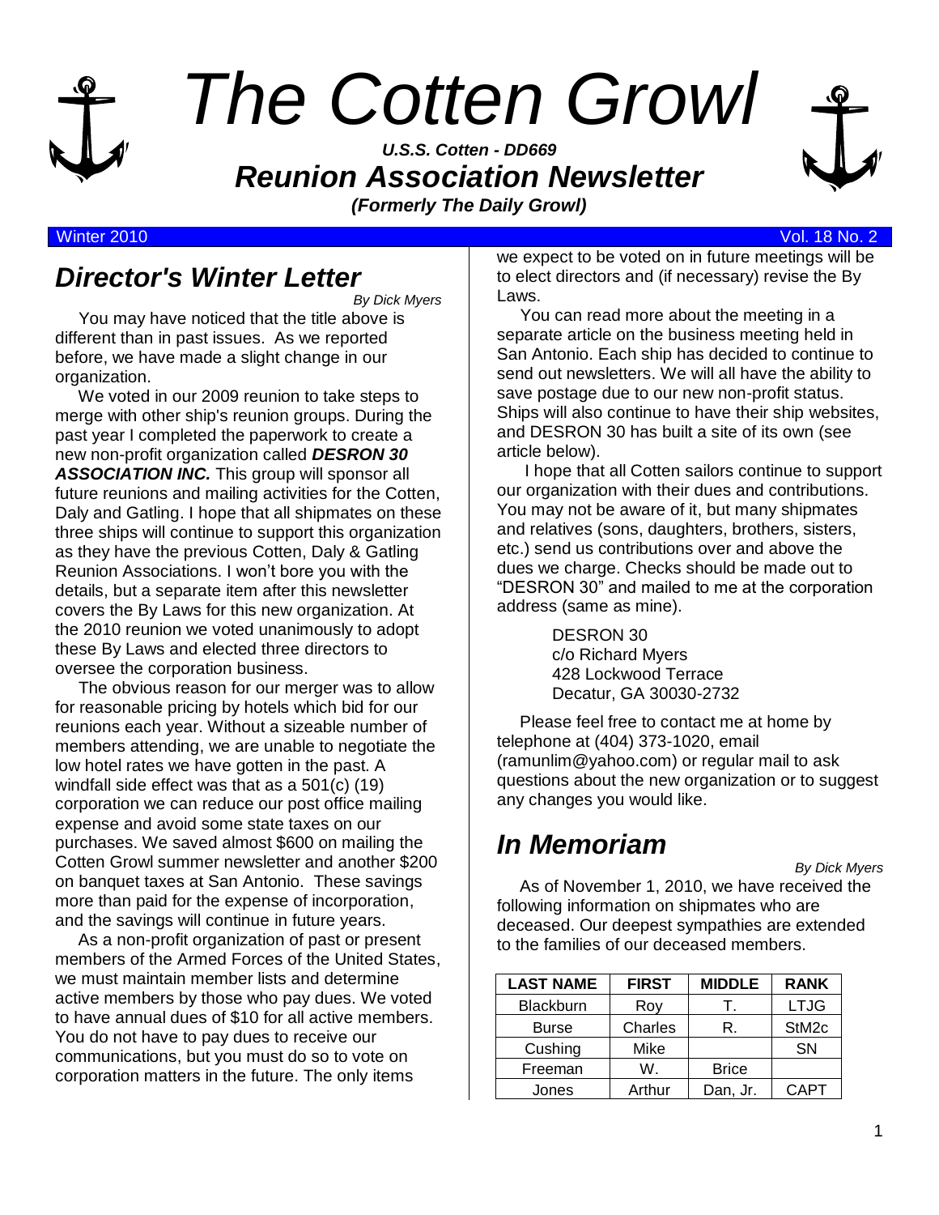# The Cotten Growl

***U.S.S. Cotten - DD669***

## *Reunion Association Newsletter*

***(Formerly The Daily Growl)***

Winter 2010 — Vol. 18 No. 2

## *Director's Winter Letter*

*By Dick Myers*

You may have noticed that the title above is different than in past issues. As we reported before, we have made a slight change in our organization.

We voted in our 2009 reunion to take steps to merge with other ship's reunion groups. During the past year I completed the paperwork to create a new non-profit organization called ***DESRON 30 ASSOCIATION INC.*** This group will sponsor all future reunions and mailing activities for the Cotten, Daly and Gatling. I hope that all shipmates on these three ships will continue to support this organization as they have the previous Cotten, Daly & Gatling Reunion Associations. I won't bore you with the details, but a separate item after this newsletter covers the By Laws for this new organization. At the 2010 reunion we voted unanimously to adopt these By Laws and elected three directors to oversee the corporation business.

The obvious reason for our merger was to allow for reasonable pricing by hotels which bid for our reunions each year. Without a sizeable number of members attending, we are unable to negotiate the low hotel rates we have gotten in the past. A windfall side effect was that as a 501(c) (19) corporation we can reduce our post office mailing expense and avoid some state taxes on our purchases. We saved almost $600 on mailing the Cotten Growl summer newsletter and another $200 on banquet taxes at San Antonio. These savings more than paid for the expense of incorporation, and the savings will continue in future years.

As a non-profit organization of past or present members of the Armed Forces of the United States, we must maintain member lists and determine active members by those who pay dues. We voted to have annual dues of $10 for all active members. You do not have to pay dues to receive our communications, but you must do so to vote on corporation matters in the future. The only items we expect to be voted on in future meetings will be to elect directors and (if necessary) revise the By Laws.

You can read more about the meeting in a separate article on the business meeting held in San Antonio. Each ship has decided to continue to send out newsletters. We will all have the ability to save postage due to our new non-profit status. Ships will also continue to have their ship websites, and DESRON 30 has built a site of its own (see article below).

I hope that all Cotten sailors continue to support our organization with their dues and contributions. You may not be aware of it, but many shipmates and relatives (sons, daughters, brothers, sisters, etc.) send us contributions over and above the dues we charge. Checks should be made out to "DESRON 30" and mailed to me at the corporation address (same as mine).

DESRON 30
c/o Richard Myers
428 Lockwood Terrace
Decatur, GA 30030-2732

Please feel free to contact me at home by telephone at (404) 373-1020, email (ramunlim@yahoo.com) or regular mail to ask questions about the new organization or to suggest any changes you would like.

## *In Memoriam*

*By Dick Myers*

As of November 1, 2010, we have received the following information on shipmates who are deceased. Our deepest sympathies are extended to the families of our deceased members.

| LAST NAME | FIRST | MIDDLE | RANK |
|---|---|---|---|
| Blackburn | Roy | T. | LTJG |
| Burse | Charles | R. | StM2c |
| Cushing | Mike | | SN |
| Freeman | W. | Brice | |
| Jones | Arthur | Dan, Jr. | CAPT |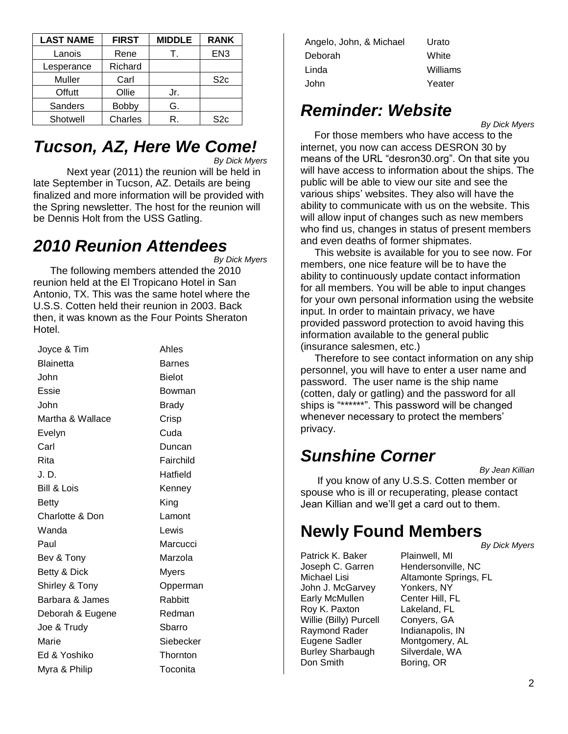| LAST NAME | FIRST | MIDDLE | RANK |
|---|---|---|---|
| Lanois | Rene | T. | EN3 |
| Lesperance | Richard | | |
| Muller | Carl | | S2c |
| Offutt | Ollie | Jr. | |
| Sanders | Bobby | G. | |
| Shotwell | Charles | R. | S2c |

## *Tucson, AZ, Here We Come!*

*By Dick Myers*

Next year (2011) the reunion will be held in late September in Tucson, AZ. Details are being finalized and more information will be provided with the Spring newsletter. The host for the reunion will be Dennis Holt from the USS Gatling.

## *2010 Reunion Attendees*

*By Dick Myers*

The following members attended the 2010 reunion held at the El Tropicano Hotel in San Antonio, TX. This was the same hotel where the U.S.S. Cotten held their reunion in 2003. Back then, it was known as the Four Points Sheraton Hotel.

| | |
|---|---|
| Joyce & Tim | Ahles |
| Blainetta | Barnes |
| John | Bielot |
| Essie | Bowman |
| John | Brady |
| Martha & Wallace | Crisp |
| Evelyn | Cuda |
| Carl | Duncan |
| Rita | Fairchild |
| J. D. | Hatfield |
| Bill & Lois | Kenney |
| Betty | King |
| Charlotte & Don | Lamont |
| Wanda | Lewis |
| Paul | Marcucci |
| Bev & Tony | Marzola |
| Betty & Dick | Myers |
| Shirley & Tony | Opperman |
| Barbara & James | Rabbitt |
| Deborah & Eugene | Redman |
| Joe & Trudy | Sbarro |
| Marie | Siebecker |
| Ed & Yoshiko | Thornton |
| Myra & Philip | Toconita |
| Angelo, John, & Michael | Urato |
| Deborah | White |
| Linda | Williams |
| John | Yeater |

## *Reminder: Website*

*By Dick Myers*

For those members who have access to the internet, you now can access DESRON 30 by means of the URL "desron30.org". On that site you will have access to information about the ships. The public will be able to view our site and see the various ships' websites. They also will have the ability to communicate with us on the website. This will allow input of changes such as new members who find us, changes in status of present members and even deaths of former shipmates.

This website is available for you to see now. For members, one nice feature will be to have the ability to continuously update contact information for all members. You will be able to input changes for your own personal information using the website input. In order to maintain privacy, we have provided password protection to avoid having this information available to the general public (insurance salesmen, etc.)

Therefore to see contact information on any ship personnel, you will have to enter a user name and password. The user name is the ship name (cotten, daly or gatling) and the password for all ships is "******". This password will be changed whenever necessary to protect the members' privacy.

## *Sunshine Corner*

*By Jean Killian*

If you know of any U.S.S. Cotten member or spouse who is ill or recuperating, please contact Jean Killian and we'll get a card out to them.

## **Newly Found Members**

*By Dick Myers*

| | |
|---|---|
| Patrick K. Baker | Plainwell, MI |
| Joseph C. Garren | Hendersonville, NC |
| Michael Lisi | Altamonte Springs, FL |
| John J. McGarvey | Yonkers, NY |
| Early McMullen | Center Hill, FL |
| Roy K. Paxton | Lakeland, FL |
| Willie (Billy) Purcell | Conyers, GA |
| Raymond Rader | Indianapolis, IN |
| Eugene Sadler | Montgomery, AL |
| Burley Sharbaugh | Silverdale, WA |
| Don Smith | Boring, OR |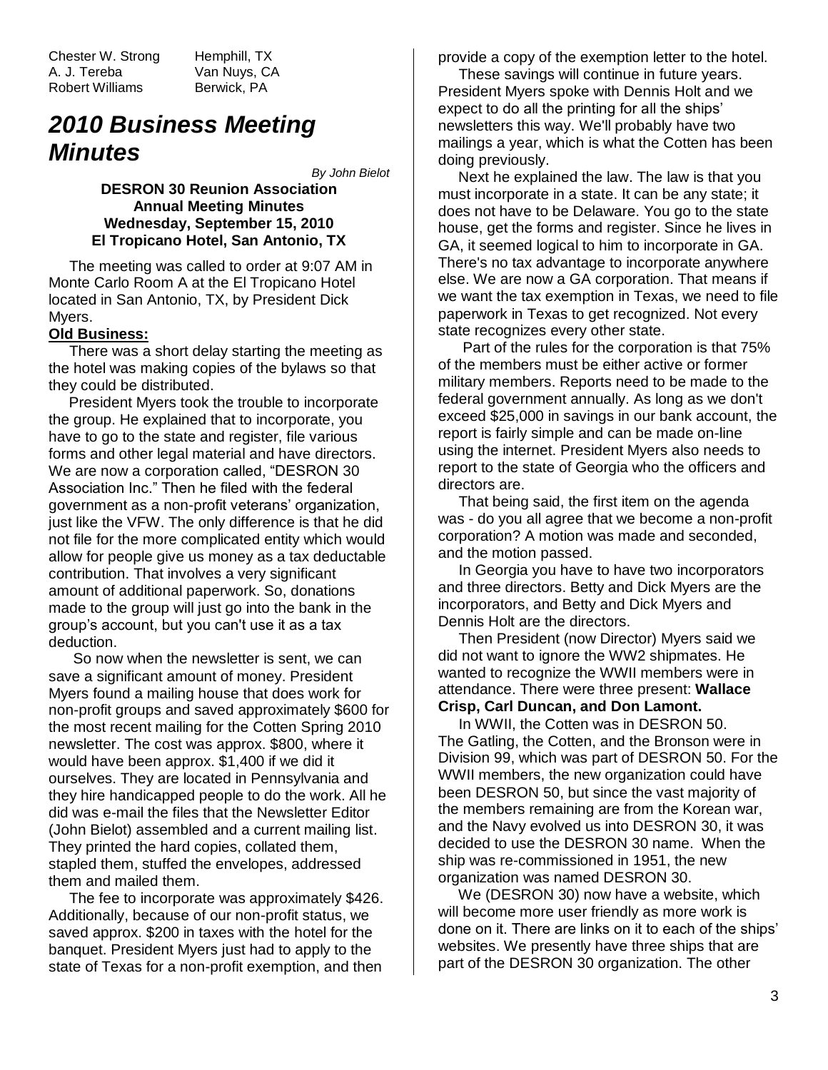| | |
|---|---|
| Chester W. Strong | Hemphill, TX |
| A. J. Tereba | Van Nuys, CA |
| Robert Williams | Berwick, PA |

## *2010 Business Meeting Minutes*

*By John Bielot*

**DESRON 30 Reunion Association**
**Annual Meeting Minutes**
**Wednesday, September 15, 2010**
**El Tropicano Hotel, San Antonio, TX**

The meeting was called to order at 9:07 AM in Monte Carlo Room A at the El Tropicano Hotel located in San Antonio, TX, by President Dick Myers.

**Old Business:**

There was a short delay starting the meeting as the hotel was making copies of the bylaws so that they could be distributed.

President Myers took the trouble to incorporate the group. He explained that to incorporate, you have to go to the state and register, file various forms and other legal material and have directors. We are now a corporation called, "DESRON 30 Association Inc." Then he filed with the federal government as a non-profit veterans' organization, just like the VFW. The only difference is that he did not file for the more complicated entity which would allow for people give us money as a tax deductable contribution. That involves a very significant amount of additional paperwork. So, donations made to the group will just go into the bank in the group's account, but you can't use it as a tax deduction.

So now when the newsletter is sent, we can save a significant amount of money. President Myers found a mailing house that does work for non-profit groups and saved approximately $600 for the most recent mailing for the Cotten Spring 2010 newsletter. The cost was approx. $800, where it would have been approx. $1,400 if we did it ourselves. They are located in Pennsylvania and they hire handicapped people to do the work. All he did was e-mail the files that the Newsletter Editor (John Bielot) assembled and a current mailing list. They printed the hard copies, collated them, stapled them, stuffed the envelopes, addressed them and mailed them.

The fee to incorporate was approximately $426. Additionally, because of our non-profit status, we saved approx. $200 in taxes with the hotel for the banquet. President Myers just had to apply to the state of Texas for a non-profit exemption, and then provide a copy of the exemption letter to the hotel.

These savings will continue in future years. President Myers spoke with Dennis Holt and we expect to do all the printing for all the ships' newsletters this way. We'll probably have two mailings a year, which is what the Cotten has been doing previously.

Next he explained the law. The law is that you must incorporate in a state. It can be any state; it does not have to be Delaware. You go to the state house, get the forms and register. Since he lives in GA, it seemed logical to him to incorporate in GA. There's no tax advantage to incorporate anywhere else. We are now a GA corporation. That means if we want the tax exemption in Texas, we need to file paperwork in Texas to get recognized. Not every state recognizes every other state.

Part of the rules for the corporation is that 75% of the members must be either active or former military members. Reports need to be made to the federal government annually. As long as we don't exceed $25,000 in savings in our bank account, the report is fairly simple and can be made on-line using the internet. President Myers also needs to report to the state of Georgia who the officers and directors are.

That being said, the first item on the agenda was - do you all agree that we become a non-profit corporation? A motion was made and seconded, and the motion passed.

In Georgia you have to have two incorporators and three directors. Betty and Dick Myers are the incorporators, and Betty and Dick Myers and Dennis Holt are the directors.

Then President (now Director) Myers said we did not want to ignore the WW2 shipmates. He wanted to recognize the WWII members were in attendance. There were three present: **Wallace Crisp, Carl Duncan, and Don Lamont.**

In WWII, the Cotten was in DESRON 50. The Gatling, the Cotten, and the Bronson were in Division 99, which was part of DESRON 50. For the WWII members, the new organization could have been DESRON 50, but since the vast majority of the members remaining are from the Korean war, and the Navy evolved us into DESRON 30, it was decided to use the DESRON 30 name. When the ship was re-commissioned in 1951, the new organization was named DESRON 30.

We (DESRON 30) now have a website, which will become more user friendly as more work is done on it. There are links on it to each of the ships' websites. We presently have three ships that are part of the DESRON 30 organization. The other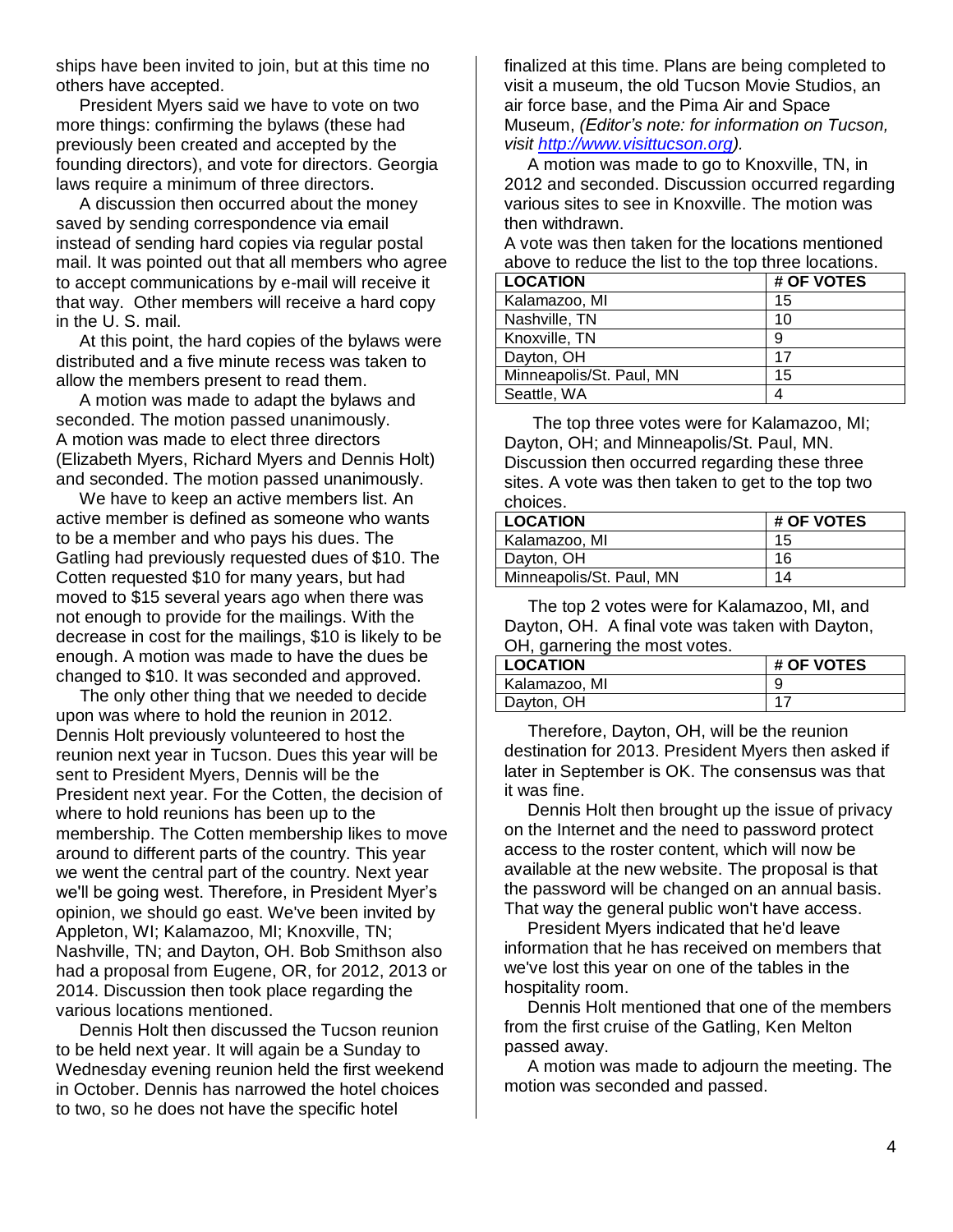ships have been invited to join, but at this time no others have accepted.

President Myers said we have to vote on two more things: confirming the bylaws (these had previously been created and accepted by the founding directors), and vote for directors. Georgia laws require a minimum of three directors.

A discussion then occurred about the money saved by sending correspondence via email instead of sending hard copies via regular postal mail. It was pointed out that all members who agree to accept communications by e-mail will receive it that way. Other members will receive a hard copy in the U. S. mail.

At this point, the hard copies of the bylaws were distributed and a five minute recess was taken to allow the members present to read them.

A motion was made to adapt the bylaws and seconded. The motion passed unanimously.
A motion was made to elect three directors (Elizabeth Myers, Richard Myers and Dennis Holt) and seconded. The motion passed unanimously.

We have to keep an active members list. An active member is defined as someone who wants to be a member and who pays his dues. The Gatling had previously requested dues of $10. The Cotten requested $10 for many years, but had moved to $15 several years ago when there was not enough to provide for the mailings. With the decrease in cost for the mailings, $10 is likely to be enough. A motion was made to have the dues be changed to $10. It was seconded and approved.

The only other thing that we needed to decide upon was where to hold the reunion in 2012. Dennis Holt previously volunteered to host the reunion next year in Tucson. Dues this year will be sent to President Myers, Dennis will be the President next year. For the Cotten, the decision of where to hold reunions has been up to the membership. The Cotten membership likes to move around to different parts of the country. This year we went the central part of the country. Next year we'll be going west. Therefore, in President Myer's opinion, we should go east. We've been invited by Appleton, WI; Kalamazoo, MI; Knoxville, TN; Nashville, TN; and Dayton, OH. Bob Smithson also had a proposal from Eugene, OR, for 2012, 2013 or 2014. Discussion then took place regarding the various locations mentioned.

Dennis Holt then discussed the Tucson reunion to be held next year. It will again be a Sunday to Wednesday evening reunion held the first weekend in October. Dennis has narrowed the hotel choices to two, so he does not have the specific hotel finalized at this time. Plans are being completed to visit a museum, the old Tucson Movie Studios, an air force base, and the Pima Air and Space Museum, *(Editor's note: for information on Tucson, visit [http://www.visittucson.org](http://www.visittucson.org)).*

A motion was made to go to Knoxville, TN, in 2012 and seconded. Discussion occurred regarding various sites to see in Knoxville. The motion was then withdrawn.
A vote was then taken for the locations mentioned above to reduce the list to the top three locations.

| LOCATION | # OF VOTES |
|---|---|
| Kalamazoo, MI | 15 |
| Nashville, TN | 10 |
| Knoxville, TN | 9 |
| Dayton, OH | 17 |
| Minneapolis/St. Paul, MN | 15 |
| Seattle, WA | 4 |

The top three votes were for Kalamazoo, MI; Dayton, OH; and Minneapolis/St. Paul, MN. Discussion then occurred regarding these three sites. A vote was then taken to get to the top two choices.

| LOCATION | # OF VOTES |
|---|---|
| Kalamazoo, MI | 15 |
| Dayton, OH | 16 |
| Minneapolis/St. Paul, MN | 14 |

The top 2 votes were for Kalamazoo, MI, and Dayton, OH. A final vote was taken with Dayton, OH, garnering the most votes.

| LOCATION | # OF VOTES |
|---|---|
| Kalamazoo, MI | 9 |
| Dayton, OH | 17 |

Therefore, Dayton, OH, will be the reunion destination for 2013. President Myers then asked if later in September is OK. The consensus was that it was fine.

Dennis Holt then brought up the issue of privacy on the Internet and the need to password protect access to the roster content, which will now be available at the new website. The proposal is that the password will be changed on an annual basis. That way the general public won't have access.

President Myers indicated that he'd leave information that he has received on members that we've lost this year on one of the tables in the hospitality room.

Dennis Holt mentioned that one of the members from the first cruise of the Gatling, Ken Melton passed away.

A motion was made to adjourn the meeting. The motion was seconded and passed.